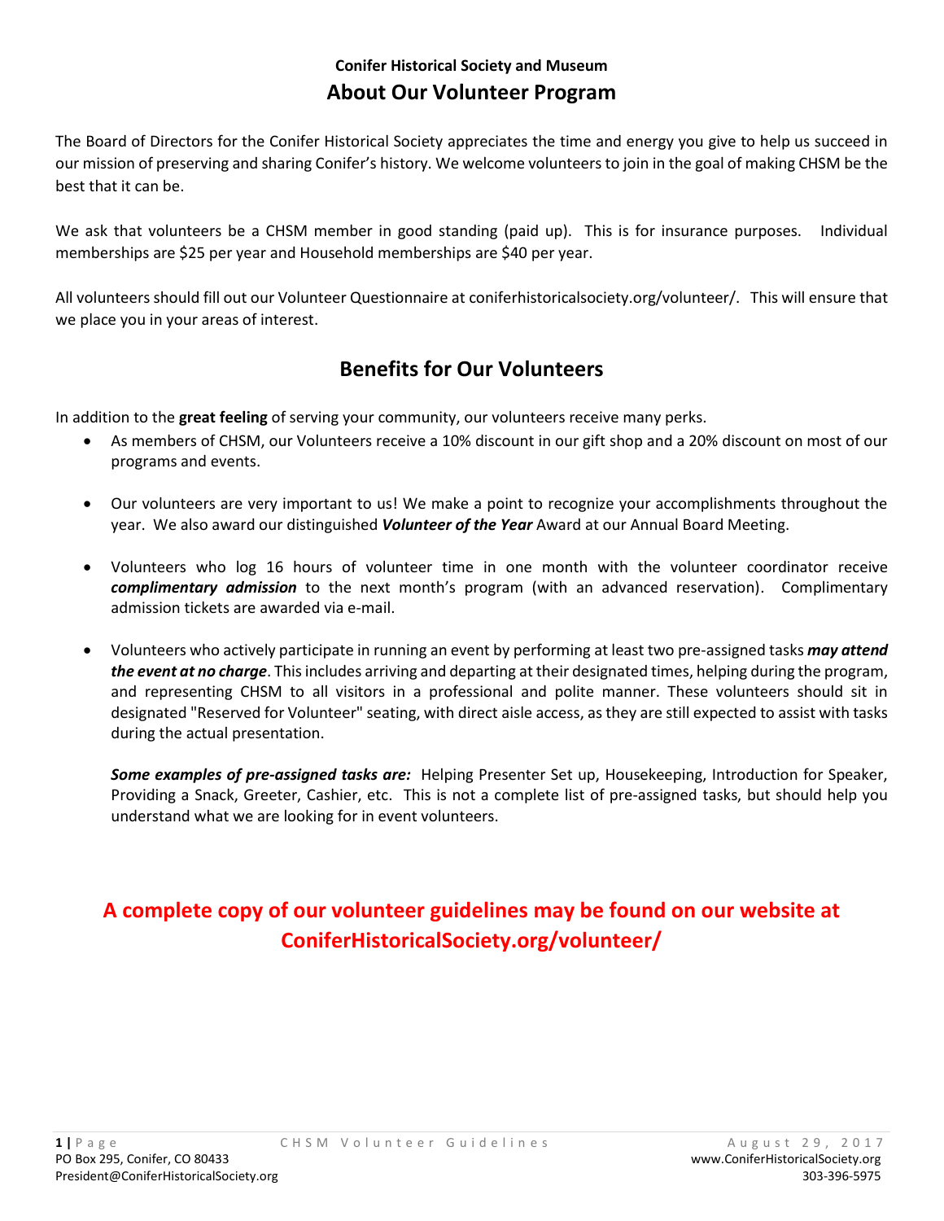### Conifer Historical Society and Museum

# About Our Volunteer Program

The Board of Directors for the Conifer Historical Society appreciates the time and energy you give to help us succeed in our mission of preserving and sharing Conifer's history. We welcome volunteers to join in the goal of making CHSM be the best that it can be.

We ask that volunteers be a CHSM member in good standing (paid up). This is for insurance purposes. Individual memberships are $25 per year and Household memberships are $40 per year.

All volunteers should fill out our Volunteer Questionnaire at coniferhistoricalsociety.org/volunteer/. This will ensure that we place you in your areas of interest.

## Benefits for Our Volunteers

In addition to the **great feeling** of serving your community, our volunteers receive many perks.

- As members of CHSM, our Volunteers receive a 10% discount in our gift shop and a 20% discount on most of our programs and events.

- Our volunteers are very important to us! We make a point to recognize your accomplishments throughout the year. We also award our distinguished ***Volunteer of the Year*** Award at our Annual Board Meeting.

- Volunteers who log 16 hours of volunteer time in one month with the volunteer coordinator receive ***complimentary admission*** to the next month's program (with an advanced reservation). Complimentary admission tickets are awarded via e-mail.

- Volunteers who actively participate in running an event by performing at least two pre-assigned tasks ***may attend the event at no charge***. This includes arriving and departing at their designated times, helping during the program, and representing CHSM to all visitors in a professional and polite manner. These volunteers should sit in designated "Reserved for Volunteer" seating, with direct aisle access, as they are still expected to assist with tasks during the actual presentation.

  ***Some examples of pre-assigned tasks are:*** Helping Presenter Set up, Housekeeping, Introduction for Speaker, Providing a Snack, Greeter, Cashier, etc. This is not a complete list of pre-assigned tasks, but should help you understand what we are looking for in event volunteers.

**A complete copy of our volunteer guidelines may be found on our website at ConiferHistoricalSociety.org/volunteer/**

PO Box 295, Conifer, CO 80433
President@ConiferHistoricalSociety.org
www.ConiferHistoricalSociety.org
303-396-5975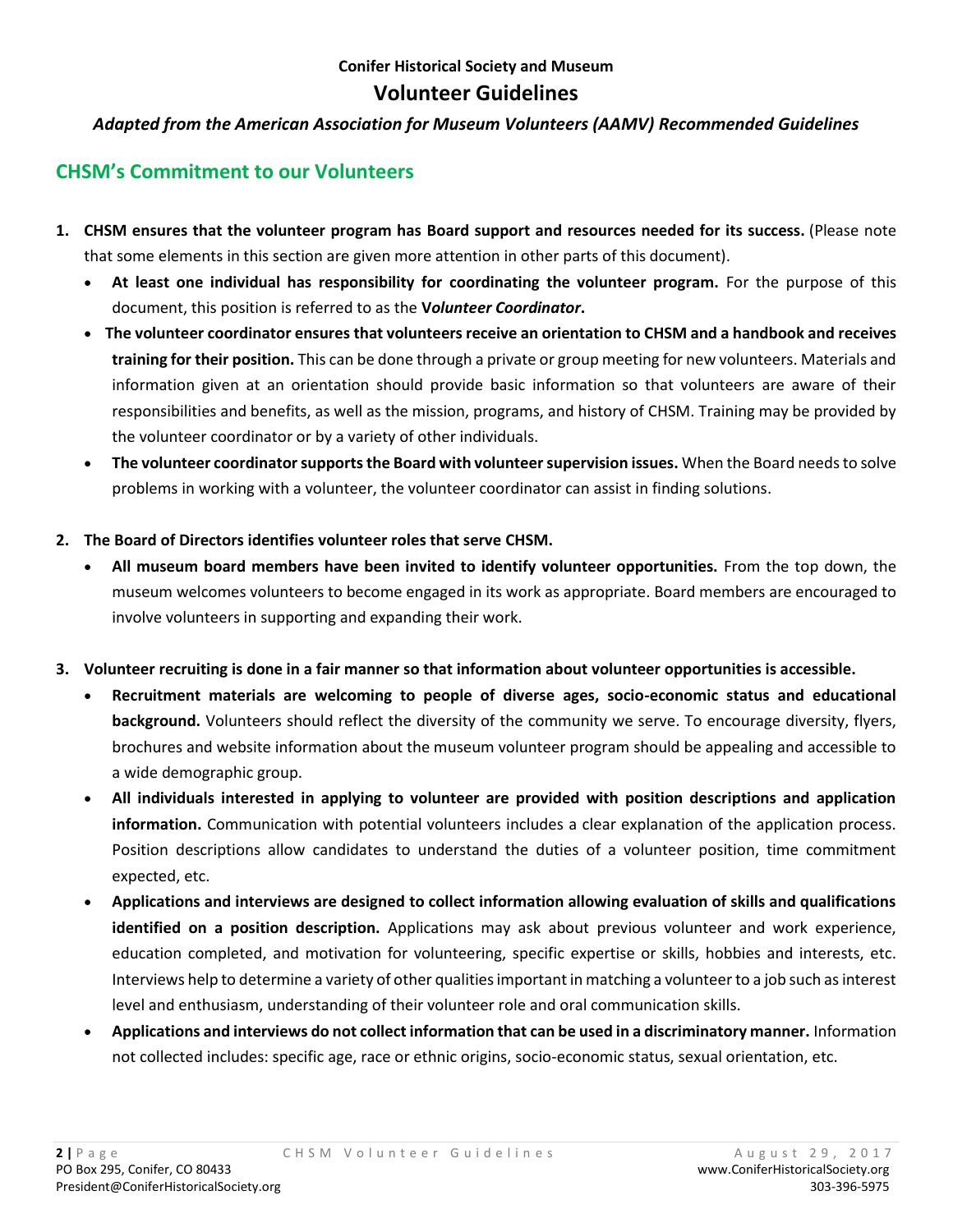**Conifer Historical Society and Museum**

# Volunteer Guidelines

***Adapted from the American Association for Museum Volunteers (AAMV) Recommended Guidelines***

## CHSM's Commitment to our Volunteers

1. **CHSM ensures that the volunteer program has Board support and resources needed for its success.** (Please note that some elements in this section are given more attention in other parts of this document).
   - **At least one individual has responsibility for coordinating the volunteer program.** For the purpose of this document, this position is referred to as the **V*olunteer Coordinator*.**
   - **The volunteer coordinator ensures that volunteers receive an orientation to CHSM and a handbook and receives training for their position.** This can be done through a private or group meeting for new volunteers. Materials and information given at an orientation should provide basic information so that volunteers are aware of their responsibilities and benefits, as well as the mission, programs, and history of CHSM. Training may be provided by the volunteer coordinator or by a variety of other individuals.
   - **The volunteer coordinator supports the Board with volunteer supervision issues.** When the Board needs to solve problems in working with a volunteer, the volunteer coordinator can assist in finding solutions.

2. **The Board of Directors identifies volunteer roles that serve CHSM.**
   - **All museum board members have been invited to identify volunteer opportunities.** From the top down, the museum welcomes volunteers to become engaged in its work as appropriate. Board members are encouraged to involve volunteers in supporting and expanding their work.

3. **Volunteer recruiting is done in a fair manner so that information about volunteer opportunities is accessible.**
   - **Recruitment materials are welcoming to people of diverse ages, socio-economic status and educational background.** Volunteers should reflect the diversity of the community we serve. To encourage diversity, flyers, brochures and website information about the museum volunteer program should be appealing and accessible to a wide demographic group.
   - **All individuals interested in applying to volunteer are provided with position descriptions and application information.** Communication with potential volunteers includes a clear explanation of the application process. Position descriptions allow candidates to understand the duties of a volunteer position, time commitment expected, etc.
   - **Applications and interviews are designed to collect information allowing evaluation of skills and qualifications identified on a position description.** Applications may ask about previous volunteer and work experience, education completed, and motivation for volunteering, specific expertise or skills, hobbies and interests, etc. Interviews help to determine a variety of other qualities important in matching a volunteer to a job such as interest level and enthusiasm, understanding of their volunteer role and oral communication skills.
   - **Applications and interviews do not collect information that can be used in a discriminatory manner.** Information not collected includes: specific age, race or ethnic origins, socio-economic status, sexual orientation, etc.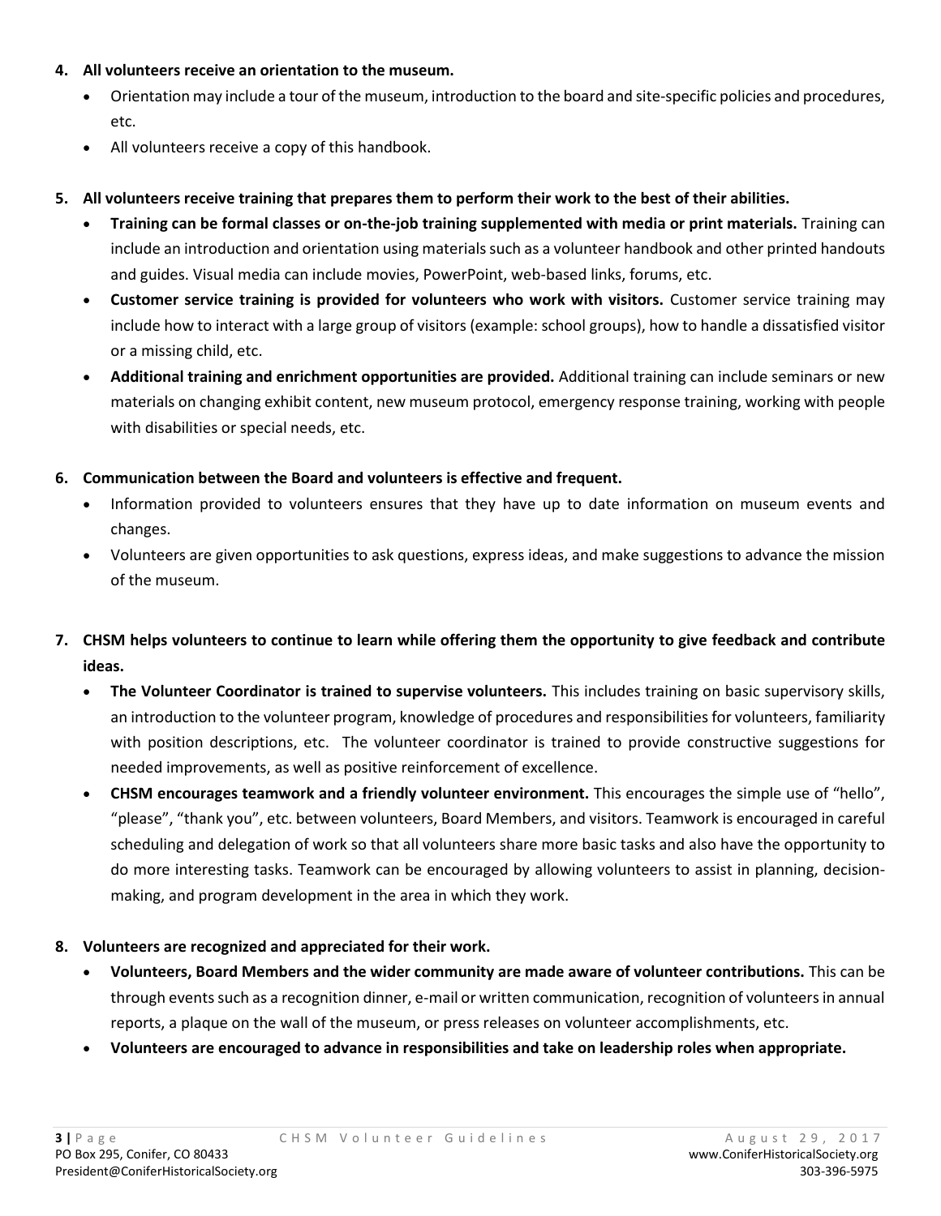4. **All volunteers receive an orientation to the museum.**
   - Orientation may include a tour of the museum, introduction to the board and site-specific policies and procedures, etc.
   - All volunteers receive a copy of this handbook.

5. **All volunteers receive training that prepares them to perform their work to the best of their abilities.**
   - **Training can be formal classes or on-the-job training supplemented with media or print materials.** Training can include an introduction and orientation using materials such as a volunteer handbook and other printed handouts and guides. Visual media can include movies, PowerPoint, web-based links, forums, etc.
   - **Customer service training is provided for volunteers who work with visitors.** Customer service training may include how to interact with a large group of visitors (example: school groups), how to handle a dissatisfied visitor or a missing child, etc.
   - **Additional training and enrichment opportunities are provided.** Additional training can include seminars or new materials on changing exhibit content, new museum protocol, emergency response training, working with people with disabilities or special needs, etc.

6. **Communication between the Board and volunteers is effective and frequent.**
   - Information provided to volunteers ensures that they have up to date information on museum events and changes.
   - Volunteers are given opportunities to ask questions, express ideas, and make suggestions to advance the mission of the museum.

7. **CHSM helps volunteers to continue to learn while offering them the opportunity to give feedback and contribute ideas.**
   - **The Volunteer Coordinator is trained to supervise volunteers.** This includes training on basic supervisory skills, an introduction to the volunteer program, knowledge of procedures and responsibilities for volunteers, familiarity with position descriptions, etc. The volunteer coordinator is trained to provide constructive suggestions for needed improvements, as well as positive reinforcement of excellence.
   - **CHSM encourages teamwork and a friendly volunteer environment.** This encourages the simple use of "hello", "please", "thank you", etc. between volunteers, Board Members, and visitors. Teamwork is encouraged in careful scheduling and delegation of work so that all volunteers share more basic tasks and also have the opportunity to do more interesting tasks. Teamwork can be encouraged by allowing volunteers to assist in planning, decision-making, and program development in the area in which they work.

8. **Volunteers are recognized and appreciated for their work.**
   - **Volunteers, Board Members and the wider community are made aware of volunteer contributions.** This can be through events such as a recognition dinner, e-mail or written communication, recognition of volunteers in annual reports, a plaque on the wall of the museum, or press releases on volunteer accomplishments, etc.
   - **Volunteers are encouraged to advance in responsibilities and take on leadership roles when appropriate.**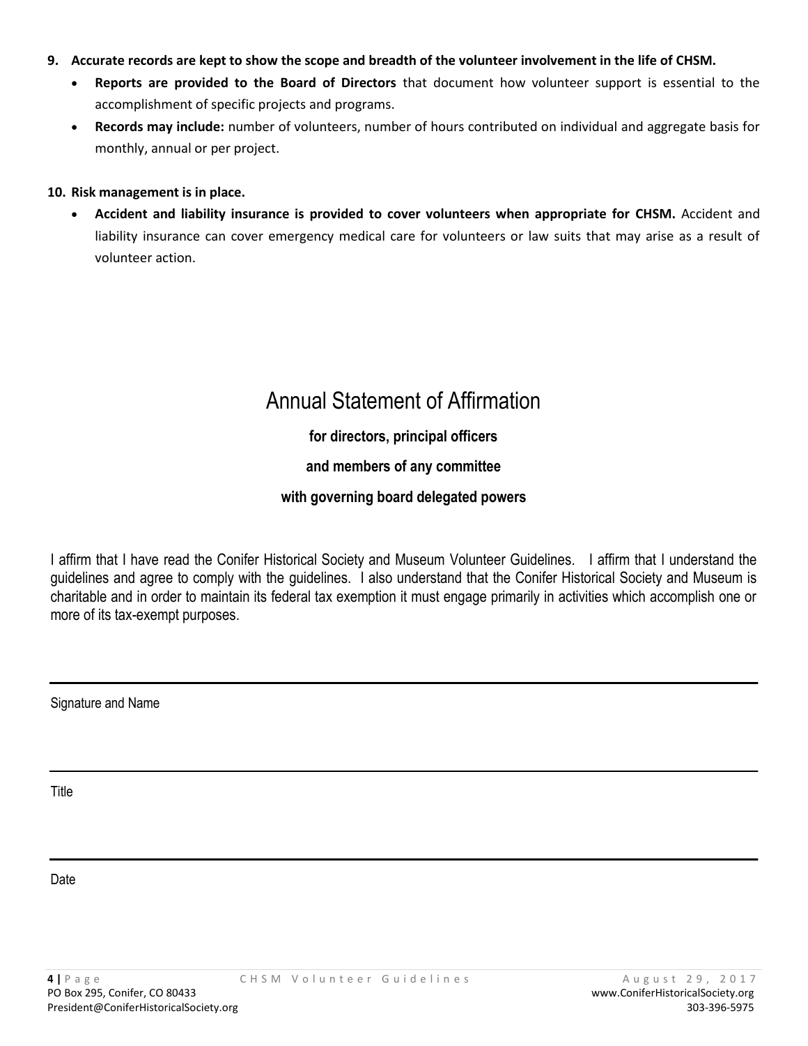9. **Accurate records are kept to show the scope and breadth of the volunteer involvement in the life of CHSM.**
    - **Reports are provided to the Board of Directors** that document how volunteer support is essential to the accomplishment of specific projects and programs.
    - **Records may include:** number of volunteers, number of hours contributed on individual and aggregate basis for monthly, annual or per project.

10. **Risk management is in place.**
    - **Accident and liability insurance is provided to cover volunteers when appropriate for CHSM.** Accident and liability insurance can cover emergency medical care for volunteers or law suits that may arise as a result of volunteer action.

# Annual Statement of Affirmation

**for directors, principal officers**

**and members of any committee**

**with governing board delegated powers**

I affirm that I have read the Conifer Historical Society and Museum Volunteer Guidelines. I affirm that I understand the guidelines and agree to comply with the guidelines. I also understand that the Conifer Historical Society and Museum is charitable and in order to maintain its federal tax exemption it must engage primarily in activities which accomplish one or more of its tax-exempt purposes.

---

Signature and Name

---

Title

---

Date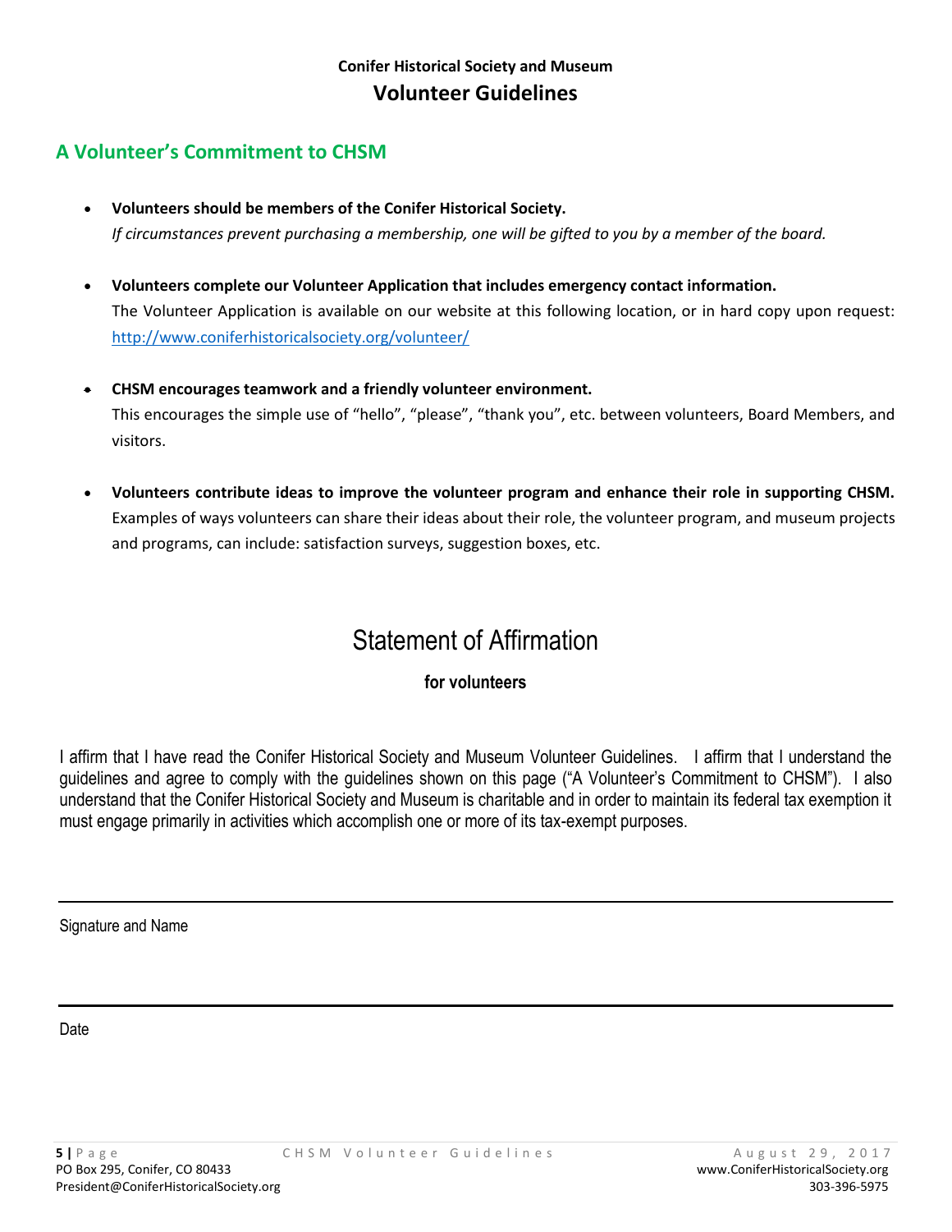**Conifer Historical Society and Museum**

# Volunteer Guidelines

## A Volunteer's Commitment to CHSM

- **Volunteers should be members of the Conifer Historical Society.**
  *If circumstances prevent purchasing a membership, one will be gifted to you by a member of the board.*

- **Volunteers complete our Volunteer Application that includes emergency contact information.**
  The Volunteer Application is available on our website at this following location, or in hard copy upon request: http://www.coniferhistoricalsociety.org/volunteer/

- **CHSM encourages teamwork and a friendly volunteer environment.**
  This encourages the simple use of "hello", "please", "thank you", etc. between volunteers, Board Members, and visitors.

- **Volunteers contribute ideas to improve the volunteer program and enhance their role in supporting CHSM.** Examples of ways volunteers can share their ideas about their role, the volunteer program, and museum projects and programs, can include: satisfaction surveys, suggestion boxes, etc.

## Statement of Affirmation

**for volunteers**

I affirm that I have read the Conifer Historical Society and Museum Volunteer Guidelines. I affirm that I understand the guidelines and agree to comply with the guidelines shown on this page ("A Volunteer's Commitment to CHSM"). I also understand that the Conifer Historical Society and Museum is charitable and in order to maintain its federal tax exemption it must engage primarily in activities which accomplish one or more of its tax-exempt purposes.

---

Signature and Name

---

Date